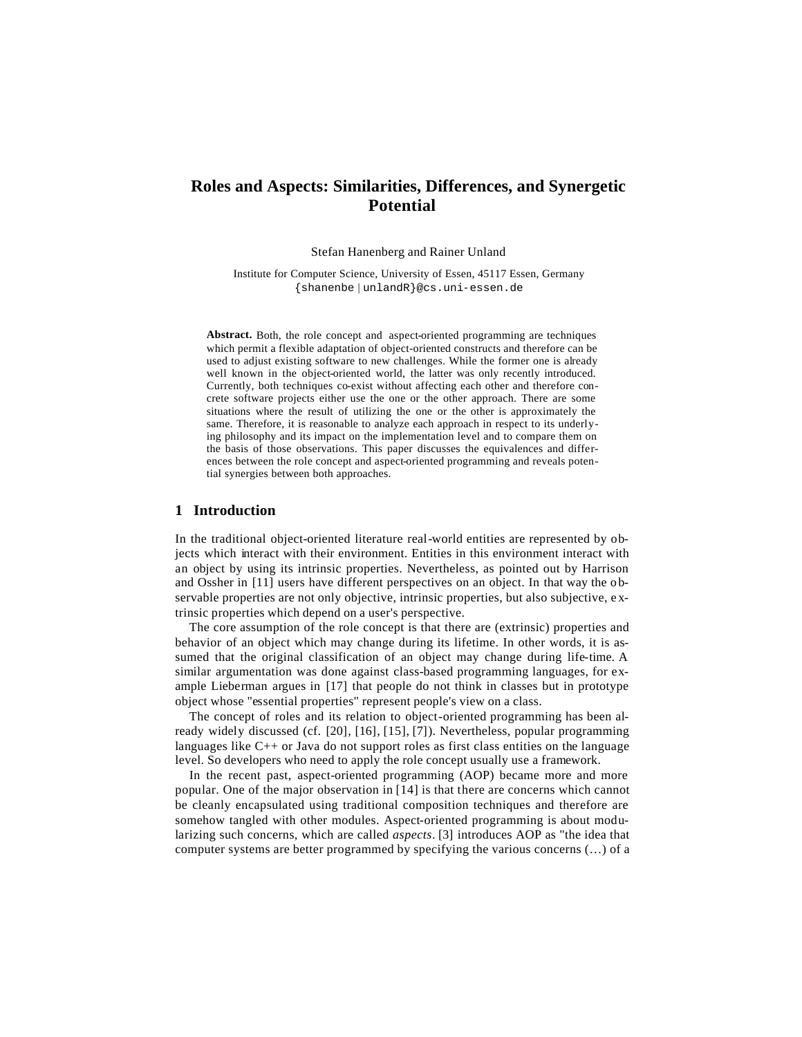# Roles and Aspects: Similarities, Differences, and Synergetic Potential

Stefan Hanenberg and Rainer Unland

Institute for Computer Science, University of Essen, 45117 Essen, Germany
{shanenbe | unlandR}@cs.uni-essen.de

**Abstract.** Both, the role concept and aspect-oriented programming are techniques which permit a flexible adaptation of object-oriented constructs and therefore can be used to adjust existing software to new challenges. While the former one is already well known in the object-oriented world, the latter was only recently introduced. Currently, both techniques co-exist without affecting each other and therefore concrete software projects either use the one or the other approach. There are some situations where the result of utilizing the one or the other is approximately the same. Therefore, it is reasonable to analyze each approach in respect to its underlying philosophy and its impact on the implementation level and to compare them on the basis of those observations. This paper discusses the equivalences and differences between the role concept and aspect-oriented programming and reveals potential synergies between both approaches.

## 1 Introduction

In the traditional object-oriented literature real-world entities are represented by objects which interact with their environment. Entities in this environment interact with an object by using its intrinsic properties. Nevertheless, as pointed out by Harrison and Ossher in [11] users have different perspectives on an object. In that way the observable properties are not only objective, intrinsic properties, but also subjective, extrinsic properties which depend on a user's perspective.

The core assumption of the role concept is that there are (extrinsic) properties and behavior of an object which may change during its lifetime. In other words, it is assumed that the original classification of an object may change during life-time. A similar argumentation was done against class-based programming languages, for example Lieberman argues in [17] that people do not think in classes but in prototype object whose "essential properties" represent people's view on a class.

The concept of roles and its relation to object-oriented programming has been already widely discussed (cf. [20], [16], [15], [7]). Nevertheless, popular programming languages like C++ or Java do not support roles as first class entities on the language level. So developers who need to apply the role concept usually use a framework.

In the recent past, aspect-oriented programming (AOP) became more and more popular. One of the major observation in [14] is that there are concerns which cannot be cleanly encapsulated using traditional composition techniques and therefore are somehow tangled with other modules. Aspect-oriented programming is about modularizing such concerns, which are called *aspects*. [3] introduces AOP as "the idea that computer systems are better programmed by specifying the various concerns (…) of a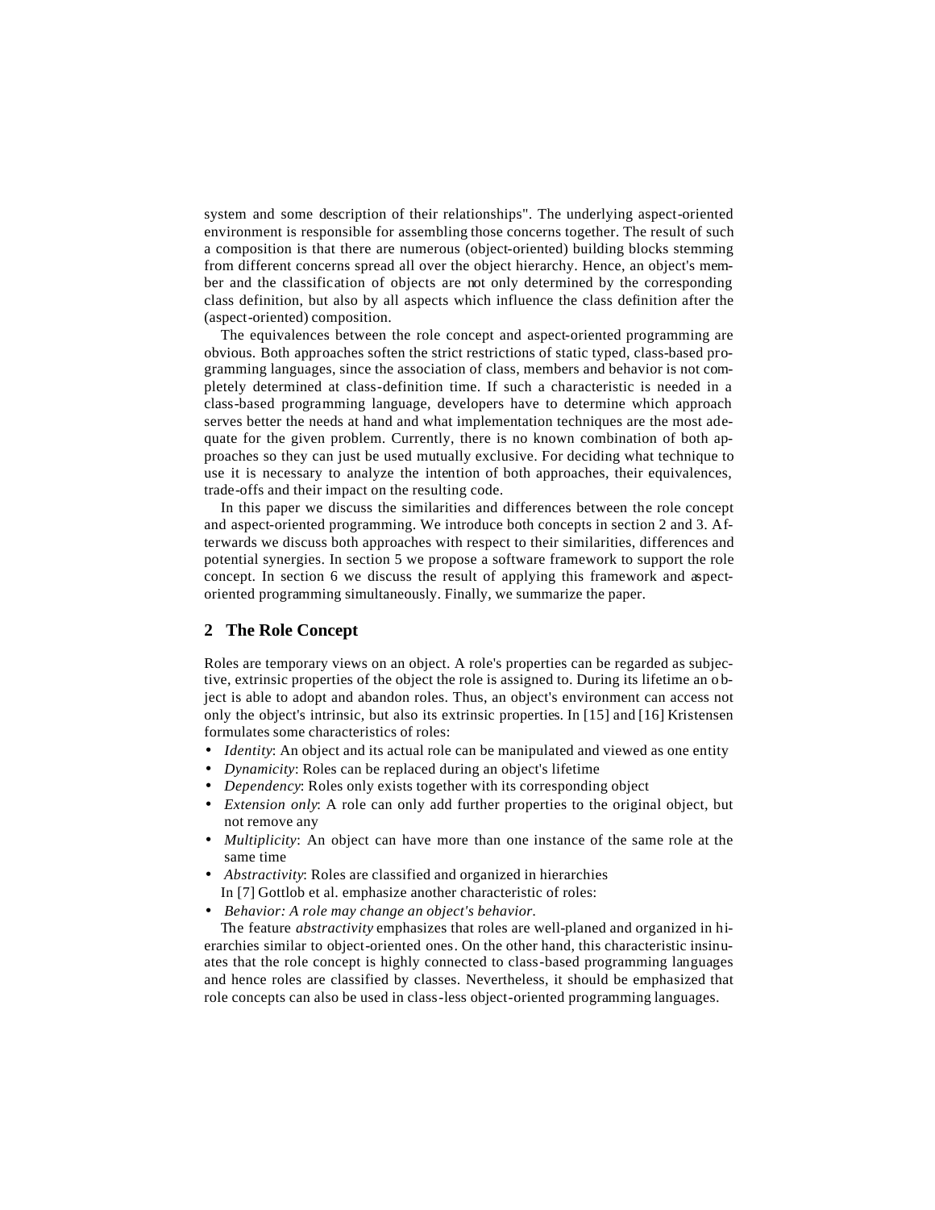system and some description of their relationships". The underlying aspect-oriented environment is responsible for assembling those concerns together. The result of such a composition is that there are numerous (object-oriented) building blocks stemming from different concerns spread all over the object hierarchy. Hence, an object's member and the classification of objects are not only determined by the corresponding class definition, but also by all aspects which influence the class definition after the (aspect-oriented) composition.

The equivalences between the role concept and aspect-oriented programming are obvious. Both approaches soften the strict restrictions of static typed, class-based programming languages, since the association of class, members and behavior is not completely determined at class-definition time. If such a characteristic is needed in a class-based programming language, developers have to determine which approach serves better the needs at hand and what implementation techniques are the most adequate for the given problem. Currently, there is no known combination of both approaches so they can just be used mutually exclusive. For deciding what technique to use it is necessary to analyze the intention of both approaches, their equivalences, trade-offs and their impact on the resulting code.

In this paper we discuss the similarities and differences between the role concept and aspect-oriented programming. We introduce both concepts in section 2 and 3. Afterwards we discuss both approaches with respect to their similarities, differences and potential synergies. In section 5 we propose a software framework to support the role concept. In section 6 we discuss the result of applying this framework and aspect-oriented programming simultaneously. Finally, we summarize the paper.

## 2 The Role Concept

Roles are temporary views on an object. A role's properties can be regarded as subjective, extrinsic properties of the object the role is assigned to. During its lifetime an object is able to adopt and abandon roles. Thus, an object's environment can access not only the object's intrinsic, but also its extrinsic properties. In [15] and [16] Kristensen formulates some characteristics of roles:

- *Identity*: An object and its actual role can be manipulated and viewed as one entity
- *Dynamicity*: Roles can be replaced during an object's lifetime
- *Dependency*: Roles only exists together with its corresponding object
- *Extension only*: A role can only add further properties to the original object, but not remove any
- *Multiplicity*: An object can have more than one instance of the same role at the same time
- *Abstractivity*: Roles are classified and organized in hierarchies

In [7] Gottlob et al. emphasize another characteristic of roles:

- *Behavior: A role may change an object's behavior.*

The feature *abstractivity* emphasizes that roles are well-planed and organized in hierarchies similar to object-oriented ones. On the other hand, this characteristic insinuates that the role concept is highly connected to class-based programming languages and hence roles are classified by classes. Nevertheless, it should be emphasized that role concepts can also be used in class-less object-oriented programming languages.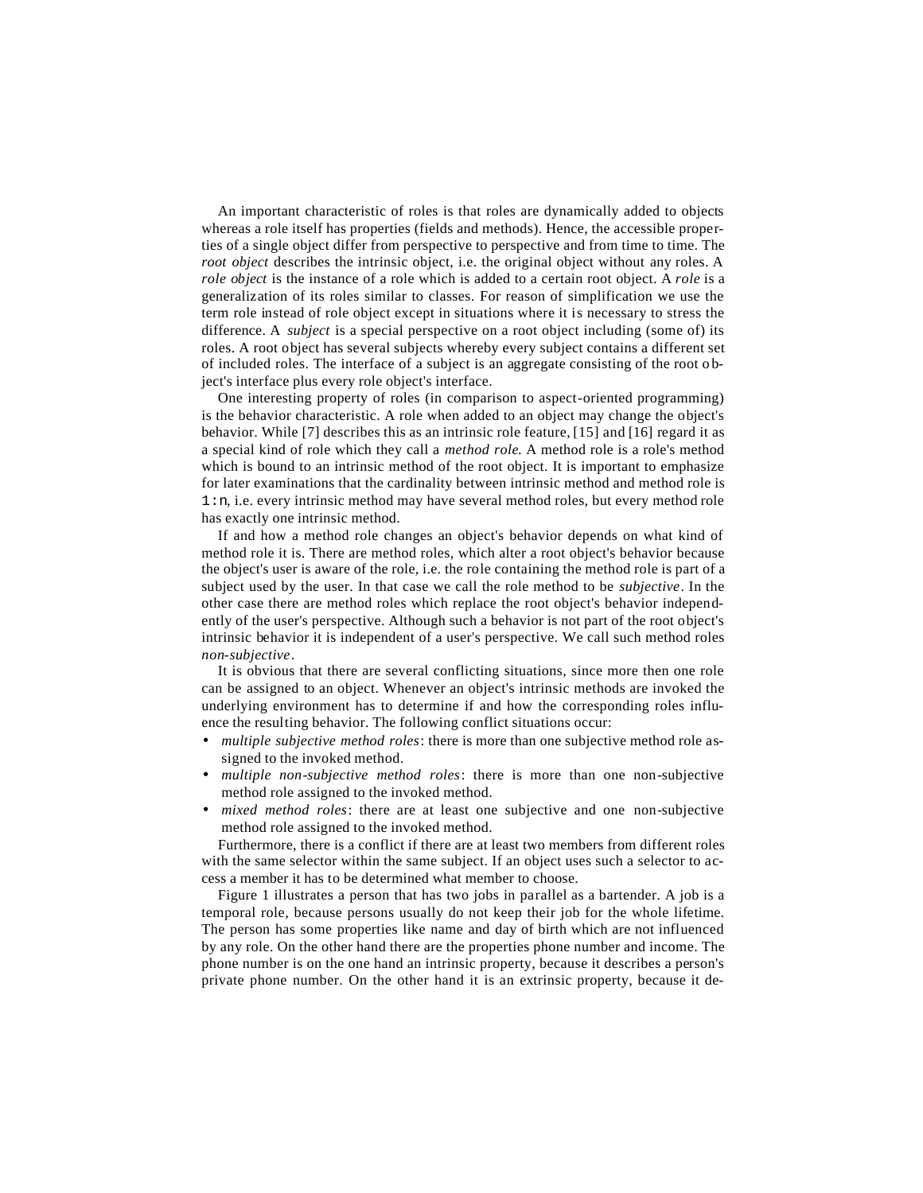An important characteristic of roles is that roles are dynamically added to objects whereas a role itself has properties (fields and methods). Hence, the accessible properties of a single object differ from perspective to perspective and from time to time. The *root object* describes the intrinsic object, i.e. the original object without any roles. A *role object* is the instance of a role which is added to a certain root object. A *role* is a generalization of its roles similar to classes. For reason of simplification we use the term role instead of role object except in situations where it is necessary to stress the difference. A *subject* is a special perspective on a root object including (some of) its roles. A root object has several subjects whereby every subject contains a different set of included roles. The interface of a subject is an aggregate consisting of the root object's interface plus every role object's interface.

One interesting property of roles (in comparison to aspect-oriented programming) is the behavior characteristic. A role when added to an object may change the object's behavior. While [7] describes this as an intrinsic role feature, [15] and [16] regard it as a special kind of role which they call a *method role*. A method role is a role's method which is bound to an intrinsic method of the root object. It is important to emphasize for later examinations that the cardinality between intrinsic method and method role is `1:n`, i.e. every intrinsic method may have several method roles, but every method role has exactly one intrinsic method.

If and how a method role changes an object's behavior depends on what kind of method role it is. There are method roles, which alter a root object's behavior because the object's user is aware of the role, i.e. the role containing the method role is part of a subject used by the user. In that case we call the role method to be *subjective*. In the other case there are method roles which replace the root object's behavior independently of the user's perspective. Although such a behavior is not part of the root object's intrinsic behavior it is independent of a user's perspective. We call such method roles *non-subjective*.

It is obvious that there are several conflicting situations, since more then one role can be assigned to an object. Whenever an object's intrinsic methods are invoked the underlying environment has to determine if and how the corresponding roles influence the resulting behavior. The following conflict situations occur:

- *multiple subjective method roles*: there is more than one subjective method role assigned to the invoked method.
- *multiple non-subjective method roles*: there is more than one non-subjective method role assigned to the invoked method.
- *mixed method roles*: there are at least one subjective and one non-subjective method role assigned to the invoked method.

Furthermore, there is a conflict if there are at least two members from different roles with the same selector within the same subject. If an object uses such a selector to access a member it has to be determined what member to choose.

Figure 1 illustrates a person that has two jobs in parallel as a bartender. A job is a temporal role, because persons usually do not keep their job for the whole lifetime. The person has some properties like name and day of birth which are not influenced by any role. On the other hand there are the properties phone number and income. The phone number is on the one hand an intrinsic property, because it describes a person's private phone number. On the other hand it is an extrinsic property, because it de-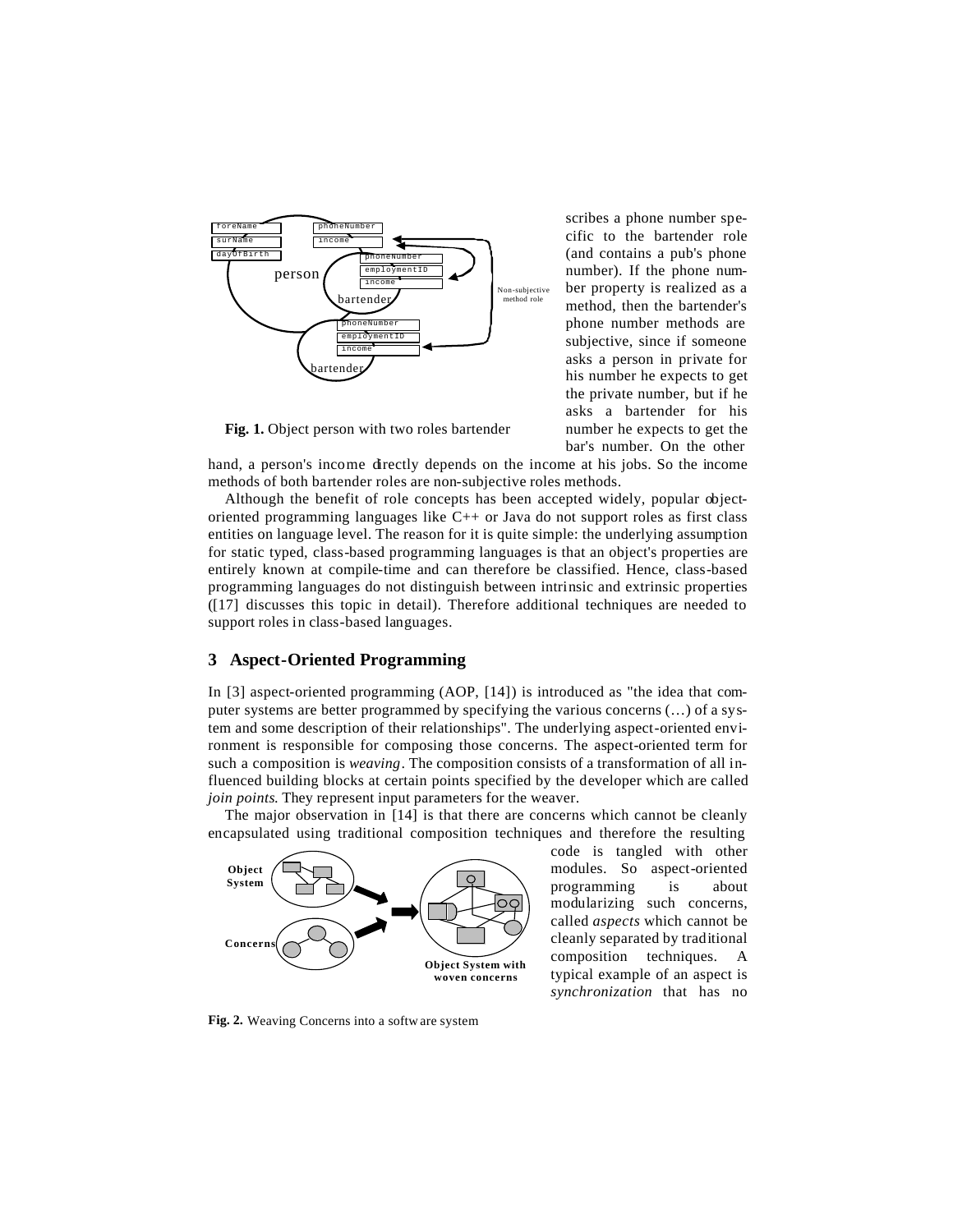foreName
surName
dayOfBirth
phoneNumber
income
person
phoneNumber
employmentID
income
bartender
Non-subjective method role
phoneNumber
employmentID
income
bartender

**Fig. 1.** Object person with two roles bartender

scribes a phone number specific to the bartender role (and contains a pub's phone number). If the phone number property is realized as a method, then the bartender's phone number methods are subjective, since if someone asks a person in private for his number he expects to get the private number, but if he asks a bartender for his number he expects to get the bar's number. On the other hand, a person's income directly depends on the income at his jobs. So the income methods of both bartender roles are non-subjective roles methods.

Although the benefit of role concepts has been accepted widely, popular object-oriented programming languages like C++ or Java do not support roles as first class entities on language level. The reason for it is quite simple: the underlying assumption for static typed, class-based programming languages is that an object's properties are entirely known at compile-time and can therefore be classified. Hence, class-based programming languages do not distinguish between intrinsic and extrinsic properties ([17] discusses this topic in detail). Therefore additional techniques are needed to support roles in class-based languages.

## 3 Aspect-Oriented Programming

In [3] aspect-oriented programming (AOP, [14]) is introduced as "the idea that computer systems are better programmed by specifying the various concerns (…) of a system and some description of their relationships". The underlying aspect-oriented environment is responsible for composing those concerns. The aspect-oriented term for such a composition is *weaving*. The composition consists of a transformation of all influenced building blocks at certain points specified by the developer which are called *join points*. They represent input parameters for the weaver.

The major observation in [14] is that there are concerns which cannot be cleanly encapsulated using traditional composition techniques and therefore the resulting code is tangled with other modules. So aspect-oriented programming is about modularizing such concerns, called *aspects* which cannot be cleanly separated by traditional composition techniques. A typical example of an aspect is *synchronization* that has no

**Object System**

**Concerns**

**Object System with woven concerns**

**Fig. 2.** Weaving Concerns into a software system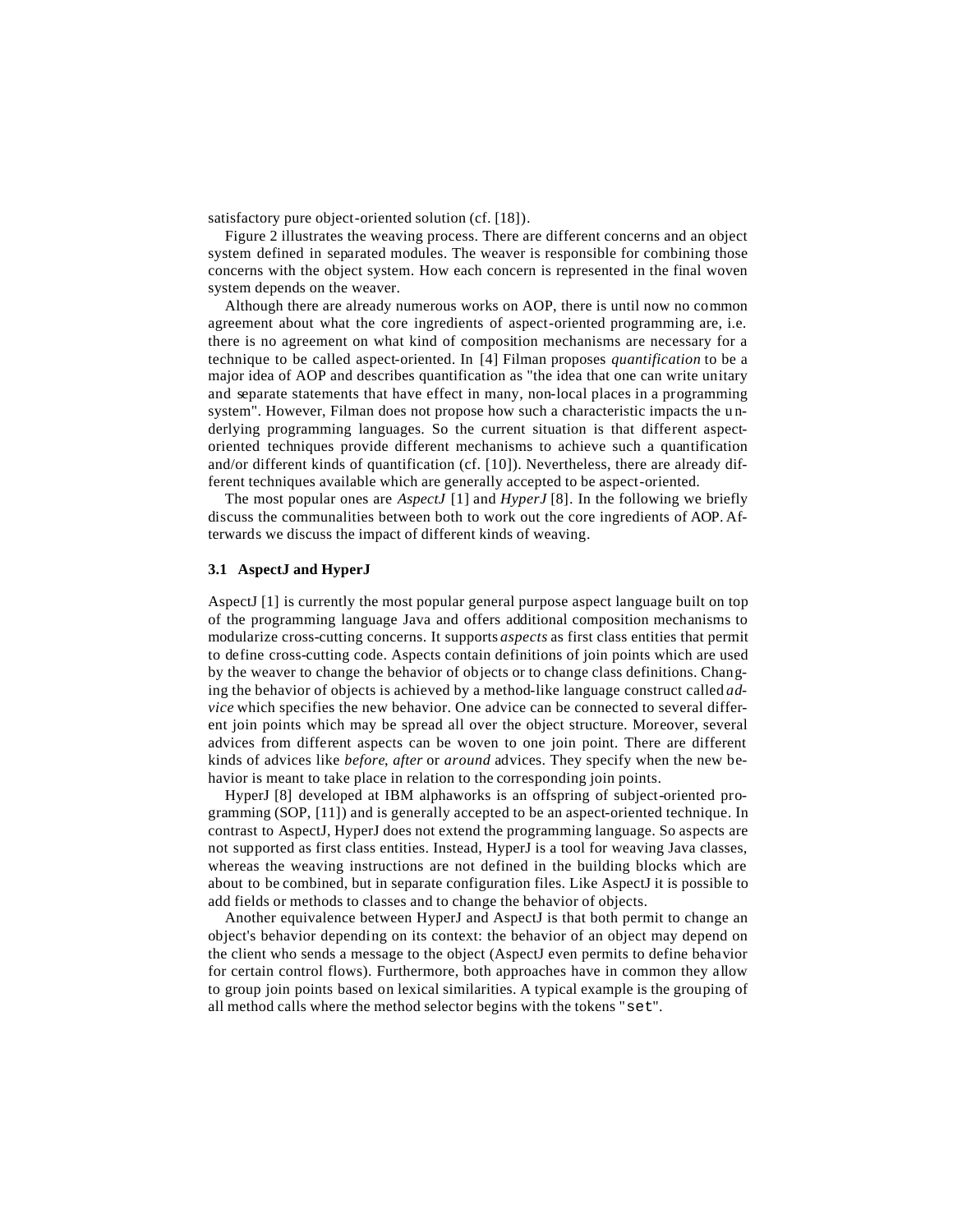satisfactory pure object-oriented solution (cf. [18]).

Figure 2 illustrates the weaving process. There are different concerns and an object system defined in separated modules. The weaver is responsible for combining those concerns with the object system. How each concern is represented in the final woven system depends on the weaver.

Although there are already numerous works on AOP, there is until now no common agreement about what the core ingredients of aspect-oriented programming are, i.e. there is no agreement on what kind of composition mechanisms are necessary for a technique to be called aspect-oriented. In [4] Filman proposes *quantification* to be a major idea of AOP and describes quantification as "the idea that one can write unitary and separate statements that have effect in many, non-local places in a programming system". However, Filman does not propose how such a characteristic impacts the underlying programming languages. So the current situation is that different aspect-oriented techniques provide different mechanisms to achieve such a quantification and/or different kinds of quantification (cf. [10]). Nevertheless, there are already different techniques available which are generally accepted to be aspect-oriented.

The most popular ones are *AspectJ* [1] and *HyperJ* [8]. In the following we briefly discuss the communalities between both to work out the core ingredients of AOP. Afterwards we discuss the impact of different kinds of weaving.

### 3.1 AspectJ and HyperJ

AspectJ [1] is currently the most popular general purpose aspect language built on top of the programming language Java and offers additional composition mechanisms to modularize cross-cutting concerns. It supports *aspects* as first class entities that permit to define cross-cutting code. Aspects contain definitions of join points which are used by the weaver to change the behavior of objects or to change class definitions. Changing the behavior of objects is achieved by a method-like language construct called *advice* which specifies the new behavior. One advice can be connected to several different join points which may be spread all over the object structure. Moreover, several advices from different aspects can be woven to one join point. There are different kinds of advices like *before*, *after* or *around* advices. They specify when the new behavior is meant to take place in relation to the corresponding join points.

HyperJ [8] developed at IBM alphaworks is an offspring of subject-oriented programming (SOP, [11]) and is generally accepted to be an aspect-oriented technique. In contrast to AspectJ, HyperJ does not extend the programming language. So aspects are not supported as first class entities. Instead, HyperJ is a tool for weaving Java classes, whereas the weaving instructions are not defined in the building blocks which are about to be combined, but in separate configuration files. Like AspectJ it is possible to add fields or methods to classes and to change the behavior of objects.

Another equivalence between HyperJ and AspectJ is that both permit to change an object's behavior depending on its context: the behavior of an object may depend on the client who sends a message to the object (AspectJ even permits to define behavior for certain control flows). Furthermore, both approaches have in common they allow to group join points based on lexical similarities. A typical example is the grouping of all method calls where the method selector begins with the tokens "`set`".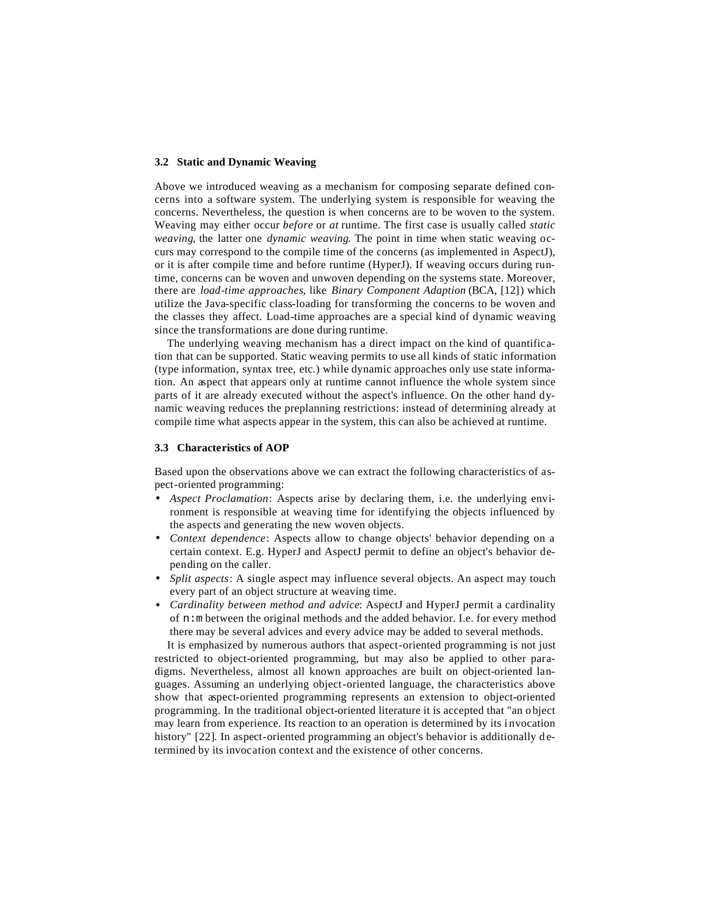### 3.2 Static and Dynamic Weaving

Above we introduced weaving as a mechanism for composing separate defined concerns into a software system. The underlying system is responsible for weaving the concerns. Nevertheless, the question is when concerns are to be woven to the system. Weaving may either occur *before* or *at* runtime. The first case is usually called *static weaving*, the latter one *dynamic weaving*. The point in time when static weaving occurs may correspond to the compile time of the concerns (as implemented in AspectJ), or it is after compile time and before runtime (HyperJ). If weaving occurs during runtime, concerns can be woven and unwoven depending on the systems state. Moreover, there are *load-time approaches*, like *Binary Component Adaption* (BCA, [12]) which utilize the Java-specific class-loading for transforming the concerns to be woven and the classes they affect. Load-time approaches are a special kind of dynamic weaving since the transformations are done during runtime.

The underlying weaving mechanism has a direct impact on the kind of quantification that can be supported. Static weaving permits to use all kinds of static information (type information, syntax tree, etc.) while dynamic approaches only use state information. An aspect that appears only at runtime cannot influence the whole system since parts of it are already executed without the aspect's influence. On the other hand dynamic weaving reduces the preplanning restrictions: instead of determining already at compile time what aspects appear in the system, this can also be achieved at runtime.

### 3.3 Characteristics of AOP

Based upon the observations above we can extract the following characteristics of aspect-oriented programming:

- *Aspect Proclamation*: Aspects arise by declaring them, i.e. the underlying environment is responsible at weaving time for identifying the objects influenced by the aspects and generating the new woven objects.
- *Context dependence*: Aspects allow to change objects' behavior depending on a certain context. E.g. HyperJ and AspectJ permit to define an object's behavior depending on the caller.
- *Split aspects*: A single aspect may influence several objects. An aspect may touch every part of an object structure at weaving time.
- *Cardinality between method and advice*: AspectJ and HyperJ permit a cardinality of `n:m` between the original methods and the added behavior. I.e. for every method there may be several advices and every advice may be added to several methods.

It is emphasized by numerous authors that aspect-oriented programming is not just restricted to object-oriented programming, but may also be applied to other paradigms. Nevertheless, almost all known approaches are built on object-oriented languages. Assuming an underlying object-oriented language, the characteristics above show that aspect-oriented programming represents an extension to object-oriented programming. In the traditional object-oriented literature it is accepted that "an object may learn from experience. Its reaction to an operation is determined by its invocation history" [22]. In aspect-oriented programming an object's behavior is additionally determined by its invocation context and the existence of other concerns.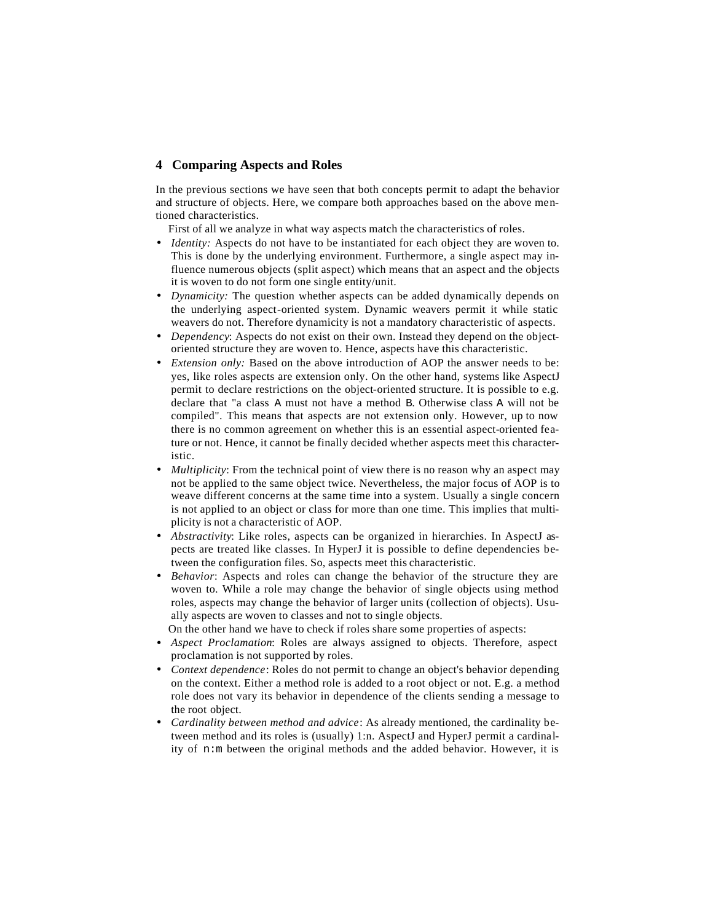## 4 Comparing Aspects and Roles

In the previous sections we have seen that both concepts permit to adapt the behavior and structure of objects. Here, we compare both approaches based on the above mentioned characteristics.

First of all we analyze in what way aspects match the characteristics of roles.

- *Identity:* Aspects do not have to be instantiated for each object they are woven to. This is done by the underlying environment. Furthermore, a single aspect may influence numerous objects (split aspect) which means that an aspect and the objects it is woven to do not form one single entity/unit.
- *Dynamicity:* The question whether aspects can be added dynamically depends on the underlying aspect-oriented system. Dynamic weavers permit it while static weavers do not. Therefore dynamicity is not a mandatory characteristic of aspects.
- *Dependency*: Aspects do not exist on their own. Instead they depend on the object-oriented structure they are woven to. Hence, aspects have this characteristic.
- *Extension only:* Based on the above introduction of AOP the answer needs to be: yes, like roles aspects are extension only. On the other hand, systems like AspectJ permit to declare restrictions on the object-oriented structure. It is possible to e.g. declare that "a class A must not have a method B. Otherwise class A will not be compiled". This means that aspects are not extension only. However, up to now there is no common agreement on whether this is an essential aspect-oriented feature or not. Hence, it cannot be finally decided whether aspects meet this characteristic.
- *Multiplicity*: From the technical point of view there is no reason why an aspect may not be applied to the same object twice. Nevertheless, the major focus of AOP is to weave different concerns at the same time into a system. Usually a single concern is not applied to an object or class for more than one time. This implies that multiplicity is not a characteristic of AOP.
- *Abstractivity*: Like roles, aspects can be organized in hierarchies. In AspectJ aspects are treated like classes. In HyperJ it is possible to define dependencies between the configuration files. So, aspects meet this characteristic.
- *Behavior*: Aspects and roles can change the behavior of the structure they are woven to. While a role may change the behavior of single objects using method roles, aspects may change the behavior of larger units (collection of objects). Usually aspects are woven to classes and not to single objects.

On the other hand we have to check if roles share some properties of aspects:

- *Aspect Proclamation*: Roles are always assigned to objects. Therefore, aspect proclamation is not supported by roles.
- *Context dependence*: Roles do not permit to change an object's behavior depending on the context. Either a method role is added to a root object or not. E.g. a method role does not vary its behavior in dependence of the clients sending a message to the root object.
- *Cardinality between method and advice*: As already mentioned, the cardinality between method and its roles is (usually) 1:n. AspectJ and HyperJ permit a cardinality of n:m between the original methods and the added behavior. However, it is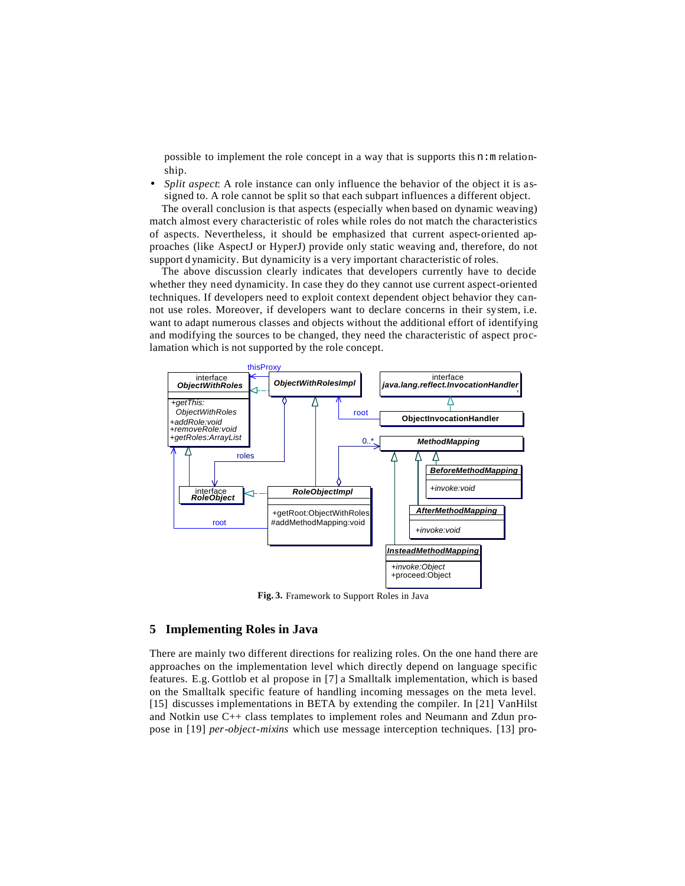possible to implement the role concept in a way that is supports this n:m relationship.

- *Split aspect*: A role instance can only influence the behavior of the object it is assigned to. A role cannot be split so that each subpart influences a different object.

The overall conclusion is that aspects (especially when based on dynamic weaving) match almost every characteristic of roles while roles do not match the characteristics of aspects. Nevertheless, it should be emphasized that current aspect-oriented approaches (like AspectJ or HyperJ) provide only static weaving and, therefore, do not support dynamicity. But dynamicity is a very important characteristic of roles.

The above discussion clearly indicates that developers currently have to decide whether they need dynamicity. In case they do they cannot use current aspect-oriented techniques. If developers need to exploit context dependent object behavior they cannot use roles. Moreover, if developers want to declare concerns in their system, i.e. want to adapt numerous classes and objects without the additional effort of identifying and modifying the sources to be changed, they need the characteristic of aspect proclamation which is not supported by the role concept.

**Fig. 3.** Framework to Support Roles in Java

## 5 Implementing Roles in Java

There are mainly two different directions for realizing roles. On the one hand there are approaches on the implementation level which directly depend on language specific features. E.g. Gottlob et al propose in [7] a Smalltalk implementation, which is based on the Smalltalk specific feature of handling incoming messages on the meta level. [15] discusses implementations in BETA by extending the compiler. In [21] VanHilst and Notkin use C++ class templates to implement roles and Neumann and Zdun propose in [19] *per-object-mixins* which use message interception techniques. [13] pro-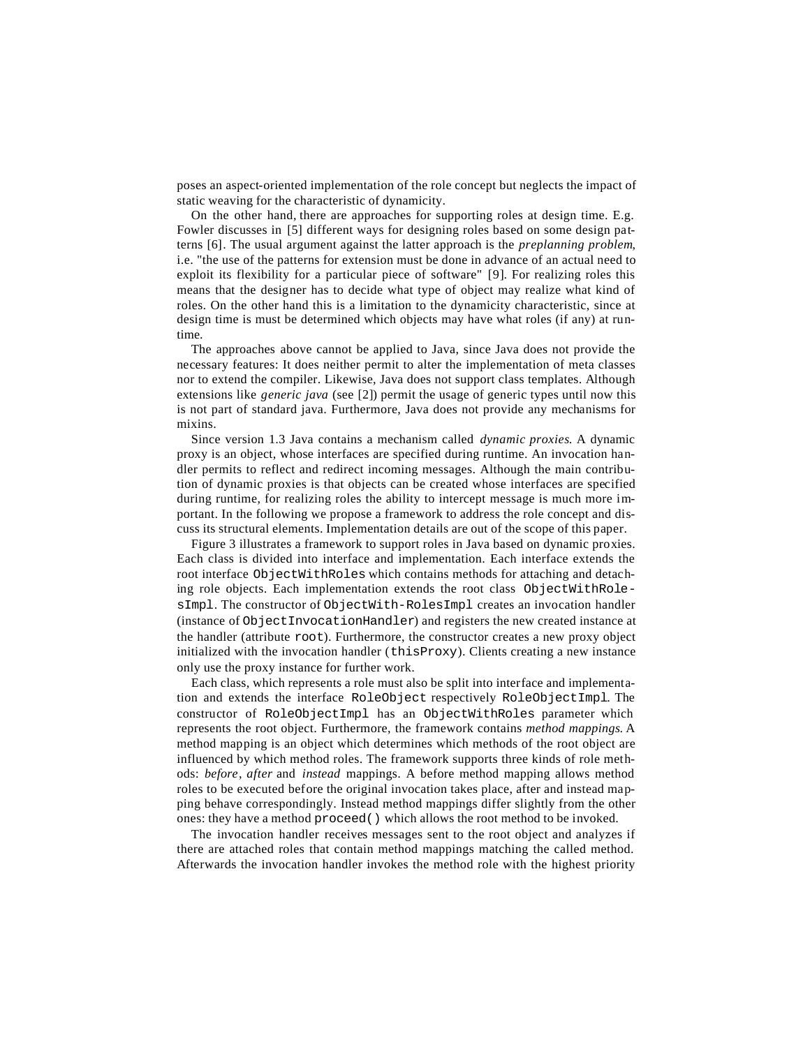poses an aspect-oriented implementation of the role concept but neglects the impact of static weaving for the characteristic of dynamicity.

On the other hand, there are approaches for supporting roles at design time. E.g. Fowler discusses in [5] different ways for designing roles based on some design patterns [6]. The usual argument against the latter approach is the *preplanning problem*, i.e. "the use of the patterns for extension must be done in advance of an actual need to exploit its flexibility for a particular piece of software" [9]. For realizing roles this means that the designer has to decide what type of object may realize what kind of roles. On the other hand this is a limitation to the dynamicity characteristic, since at design time is must be determined which objects may have what roles (if any) at runtime.

The approaches above cannot be applied to Java, since Java does not provide the necessary features: It does neither permit to alter the implementation of meta classes nor to extend the compiler. Likewise, Java does not support class templates. Although extensions like *generic java* (see [2]) permit the usage of generic types until now this is not part of standard java. Furthermore, Java does not provide any mechanisms for mixins.

Since version 1.3 Java contains a mechanism called *dynamic proxies*. A dynamic proxy is an object, whose interfaces are specified during runtime. An invocation handler permits to reflect and redirect incoming messages. Although the main contribution of dynamic proxies is that objects can be created whose interfaces are specified during runtime, for realizing roles the ability to intercept message is much more important. In the following we propose a framework to address the role concept and discuss its structural elements. Implementation details are out of the scope of this paper.

Figure 3 illustrates a framework to support roles in Java based on dynamic proxies. Each class is divided into interface and implementation. Each interface extends the root interface `ObjectWithRoles` which contains methods for attaching and detaching role objects. Each implementation extends the root class `ObjectWithRolesImpl`. The constructor of `ObjectWith-RolesImpl` creates an invocation handler (instance of `ObjectInvocationHandler`) and registers the new created instance at the handler (attribute `root`). Furthermore, the constructor creates a new proxy object initialized with the invocation handler (`thisProxy`). Clients creating a new instance only use the proxy instance for further work.

Each class, which represents a role must also be split into interface and implementation and extends the interface `RoleObject` respectively `RoleObjectImpl`. The constructor of `RoleObjectImpl` has an `ObjectWithRoles` parameter which represents the root object. Furthermore, the framework contains *method mappings*. A method mapping is an object which determines which methods of the root object are influenced by which method roles. The framework supports three kinds of role methods: *before*, *after* and *instead* mappings. A before method mapping allows method roles to be executed before the original invocation takes place, after and instead mapping behave correspondingly. Instead method mappings differ slightly from the other ones: they have a method `proceed()` which allows the root method to be invoked.

The invocation handler receives messages sent to the root object and analyzes if there are attached roles that contain method mappings matching the called method. Afterwards the invocation handler invokes the method role with the highest priority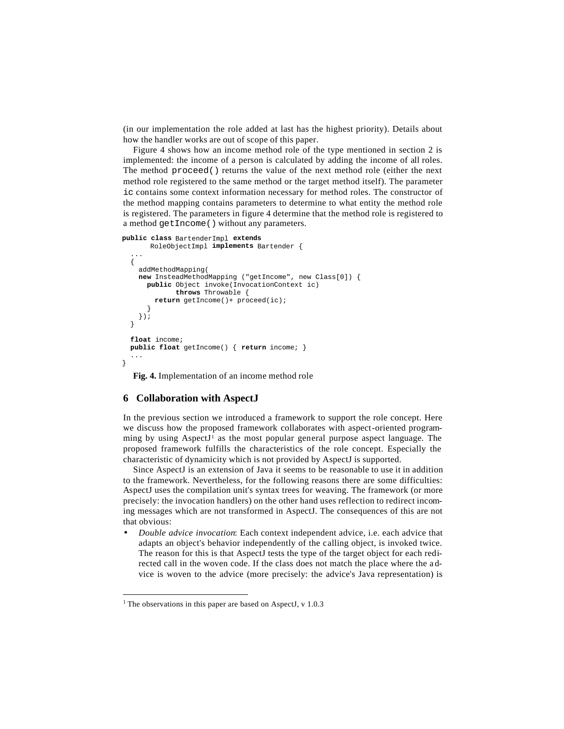(in our implementation the role added at last has the highest priority). Details about how the handler works are out of scope of this paper.

Figure 4 shows how an income method role of the type mentioned in section 2 is implemented: the income of a person is calculated by adding the income of all roles. The method `proceed()` returns the value of the next method role (either the next method role registered to the same method or the target method itself). The parameter `ic` contains some context information necessary for method roles. The constructor of the method mapping contains parameters to determine to what entity the method role is registered. The parameters in figure 4 determine that the method role is registered to a method `getIncome()` without any parameters.

```
public class BartenderImpl extends
       RoleObjectImpl implements Bartender {
  ...
  {
    addMethodMapping(
    new InsteadMethodMapping ("getIncome", new Class[0]) {
      public Object invoke(InvocationContext ic)
             throws Throwable {
        return getIncome()+ proceed(ic);
      }
    });
  }

  float income;
  public float getIncome() { return income; }
  ...
}
```

**Fig. 4.** Implementation of an income method role

## 6 Collaboration with AspectJ

In the previous section we introduced a framework to support the role concept. Here we discuss how the proposed framework collaborates with aspect-oriented programming by using AspectJ[1] as the most popular general purpose aspect language. The proposed framework fulfills the characteristics of the role concept. Especially the characteristic of dynamicity which is not provided by AspectJ is supported.

Since AspectJ is an extension of Java it seems to be reasonable to use it in addition to the framework. Nevertheless, for the following reasons there are some difficulties: AspectJ uses the compilation unit's syntax trees for weaving. The framework (or more precisely: the invocation handlers) on the other hand uses reflection to redirect incoming messages which are not transformed in AspectJ. The consequences of this are not that obvious:

- *Double advice invocation*: Each context independent advice, i.e. each advice that adapts an object's behavior independently of the calling object, is invoked twice. The reason for this is that AspectJ tests the type of the target object for each redirected call in the woven code. If the class does not match the place where the advice is woven to the advice (more precisely: the advice's Java representation) is

[1] The observations in this paper are based on AspectJ, v 1.0.3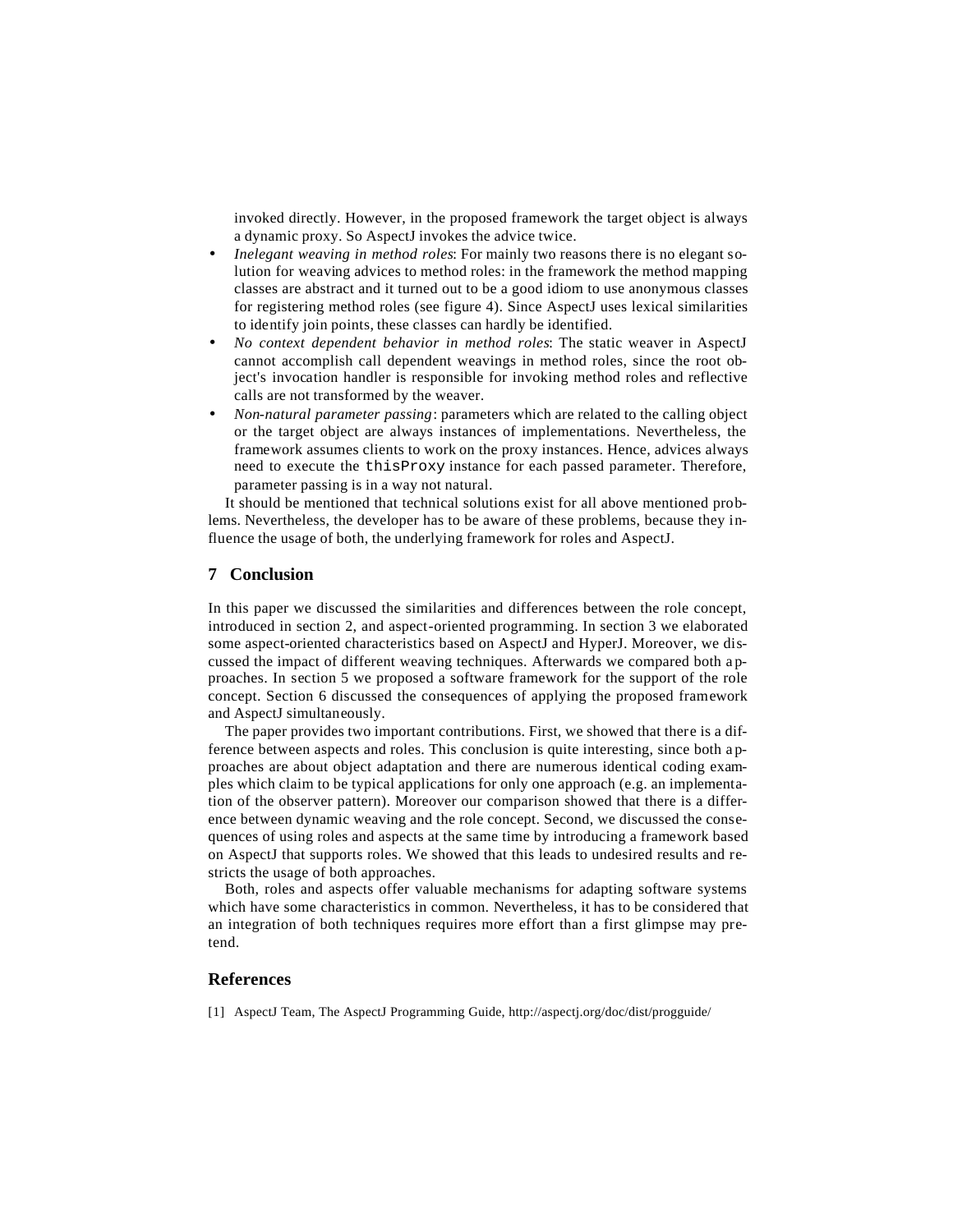invoked directly. However, in the proposed framework the target object is always a dynamic proxy. So AspectJ invokes the advice twice.

- *Inelegant weaving in method roles*: For mainly two reasons there is no elegant solution for weaving advices to method roles: in the framework the method mapping classes are abstract and it turned out to be a good idiom to use anonymous classes for registering method roles (see figure 4). Since AspectJ uses lexical similarities to identify join points, these classes can hardly be identified.
- *No context dependent behavior in method roles*: The static weaver in AspectJ cannot accomplish call dependent weavings in method roles, since the root object's invocation handler is responsible for invoking method roles and reflective calls are not transformed by the weaver.
- *Non-natural parameter passing*: parameters which are related to the calling object or the target object are always instances of implementations. Nevertheless, the framework assumes clients to work on the proxy instances. Hence, advices always need to execute the `thisProxy` instance for each passed parameter. Therefore, parameter passing is in a way not natural.

It should be mentioned that technical solutions exist for all above mentioned problems. Nevertheless, the developer has to be aware of these problems, because they influence the usage of both, the underlying framework for roles and AspectJ.

## 7 Conclusion

In this paper we discussed the similarities and differences between the role concept, introduced in section 2, and aspect-oriented programming. In section 3 we elaborated some aspect-oriented characteristics based on AspectJ and HyperJ. Moreover, we discussed the impact of different weaving techniques. Afterwards we compared both approaches. In section 5 we proposed a software framework for the support of the role concept. Section 6 discussed the consequences of applying the proposed framework and AspectJ simultaneously.

The paper provides two important contributions. First, we showed that there is a difference between aspects and roles. This conclusion is quite interesting, since both approaches are about object adaptation and there are numerous identical coding examples which claim to be typical applications for only one approach (e.g. an implementation of the observer pattern). Moreover our comparison showed that there is a difference between dynamic weaving and the role concept. Second, we discussed the consequences of using roles and aspects at the same time by introducing a framework based on AspectJ that supports roles. We showed that this leads to undesired results and restricts the usage of both approaches.

Both, roles and aspects offer valuable mechanisms for adapting software systems which have some characteristics in common. Nevertheless, it has to be considered that an integration of both techniques requires more effort than a first glimpse may pretend.

## References

[1] AspectJ Team, The AspectJ Programming Guide, http://aspectj.org/doc/dist/progguide/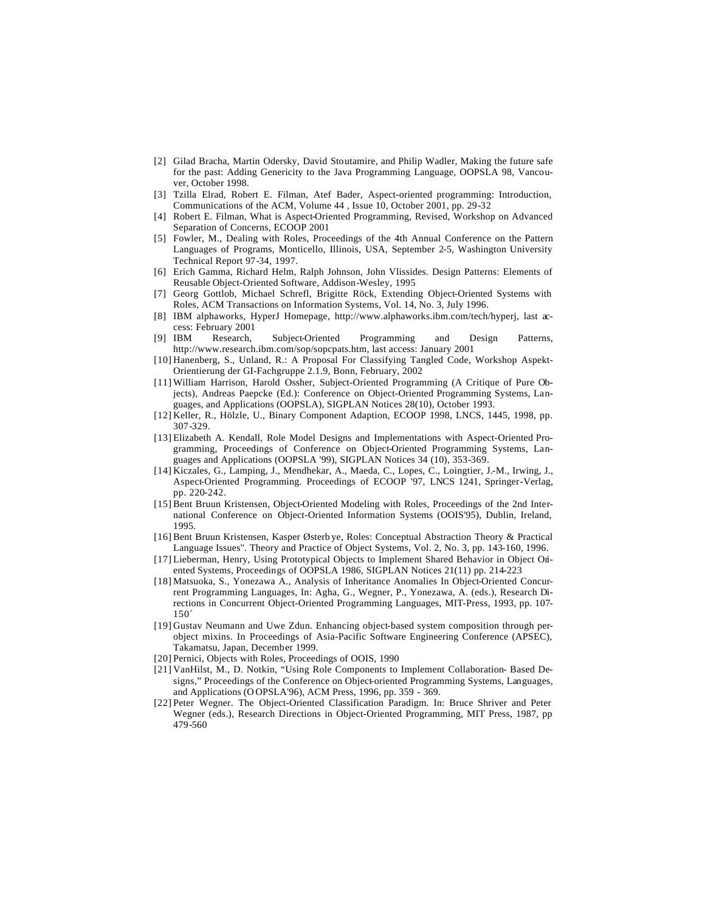[2] Gilad Bracha, Martin Odersky, David Stoutamire, and Philip Wadler, Making the future safe for the past: Adding Genericity to the Java Programming Language, OOPSLA 98, Vancouver, October 1998.

[3] Tzilla Elrad, Robert E. Filman, Atef Bader, Aspect-oriented programming: Introduction, Communications of the ACM, Volume 44 , Issue 10, October 2001, pp. 29-32

[4] Robert E. Filman, What is Aspect-Oriented Programming, Revised, Workshop on Advanced Separation of Concerns, ECOOP 2001

[5] Fowler, M., Dealing with Roles, Proceedings of the 4th Annual Conference on the Pattern Languages of Programs, Monticello, Illinois, USA, September 2-5, Washington University Technical Report 97-34, 1997.

[6] Erich Gamma, Richard Helm, Ralph Johnson, John Vlissides. Design Patterns: Elements of Reusable Object-Oriented Software, Addison-Wesley, 1995

[7] Georg Gottlob, Michael Schrefl, Brigitte Röck, Extending Object-Oriented Systems with Roles, ACM Transactions on Information Systems, Vol. 14, No. 3, July 1996.

[8] IBM alphaworks, HyperJ Homepage, http://www.alphaworks.ibm.com/tech/hyperj, last access: February 2001

[9] IBM Research, Subject-Oriented Programming and Design Patterns, http://www.research.ibm.com/sop/sopcpats.htm, last access: January 2001

[10] Hanenberg, S., Unland, R.: A Proposal For Classifying Tangled Code, Workshop Aspekt-Orientierung der GI-Fachgruppe 2.1.9, Bonn, February, 2002

[11] William Harrison, Harold Ossher, Subject-Oriented Programming (A Critique of Pure Objects), Andreas Paepcke (Ed.): Conference on Object-Oriented Programming Systems, Languages, and Applications (OOPSLA), SIGPLAN Notices 28(10), October 1993.

[12] Keller, R., Hölzle, U., Binary Component Adaption, ECOOP 1998, LNCS, 1445, 1998, pp. 307-329.

[13] Elizabeth A. Kendall, Role Model Designs and Implementations with Aspect-Oriented Programming, Proceedings of Conference on Object-Oriented Programming Systems, Languages and Applications (OOPSLA '99), SIGPLAN Notices 34 (10), 353-369.

[14] Kiczales, G., Lamping, J., Mendhekar, A., Maeda, C., Lopes, C., Loingtier, J.-M., Irwing, J., Aspect-Oriented Programming. Proceedings of ECOOP '97, LNCS 1241, Springer-Verlag, pp. 220-242.

[15] Bent Bruun Kristensen, Object-Oriented Modeling with Roles, Proceedings of the 2nd International Conference on Object-Oriented Information Systems (OOIS'95), Dublin, Ireland, 1995.

[16] Bent Bruun Kristensen, Kasper Østerbye, Roles: Conceptual Abstraction Theory & Practical Language Issues". Theory and Practice of Object Systems, Vol. 2, No. 3, pp. 143-160, 1996.

[17] Lieberman, Henry, Using Prototypical Objects to Implement Shared Behavior in Object Oriented Systems, Proceedings of OOPSLA 1986, SIGPLAN Notices 21(11) pp. 214-223

[18] Matsuoka, S., Yonezawa A., Analysis of Inheritance Anomalies In Object-Oriented Concurrent Programming Languages, In: Agha, G., Wegner, P., Yonezawa, A. (eds.), Research Directions in Concurrent Object-Oriented Programming Languages, MIT-Press, 1993, pp. 107-150´

[19] Gustav Neumann and Uwe Zdun. Enhancing object-based system composition through per-object mixins. In Proceedings of Asia-Pacific Software Engineering Conference (APSEC), Takamatsu, Japan, December 1999.

[20] Pernici, Objects with Roles, Proceedings of OOIS, 1990

[21] VanHilst, M., D. Notkin, "Using Role Components to Implement Collaboration- Based Designs," Proceedings of the Conference on Object-oriented Programming Systems, Languages, and Applications (OOPSLA'96), ACM Press, 1996, pp. 359 - 369.

[22] Peter Wegner. The Object-Oriented Classification Paradigm. In: Bruce Shriver and Peter Wegner (eds.), Research Directions in Object-Oriented Programming, MIT Press, 1987, pp 479-560